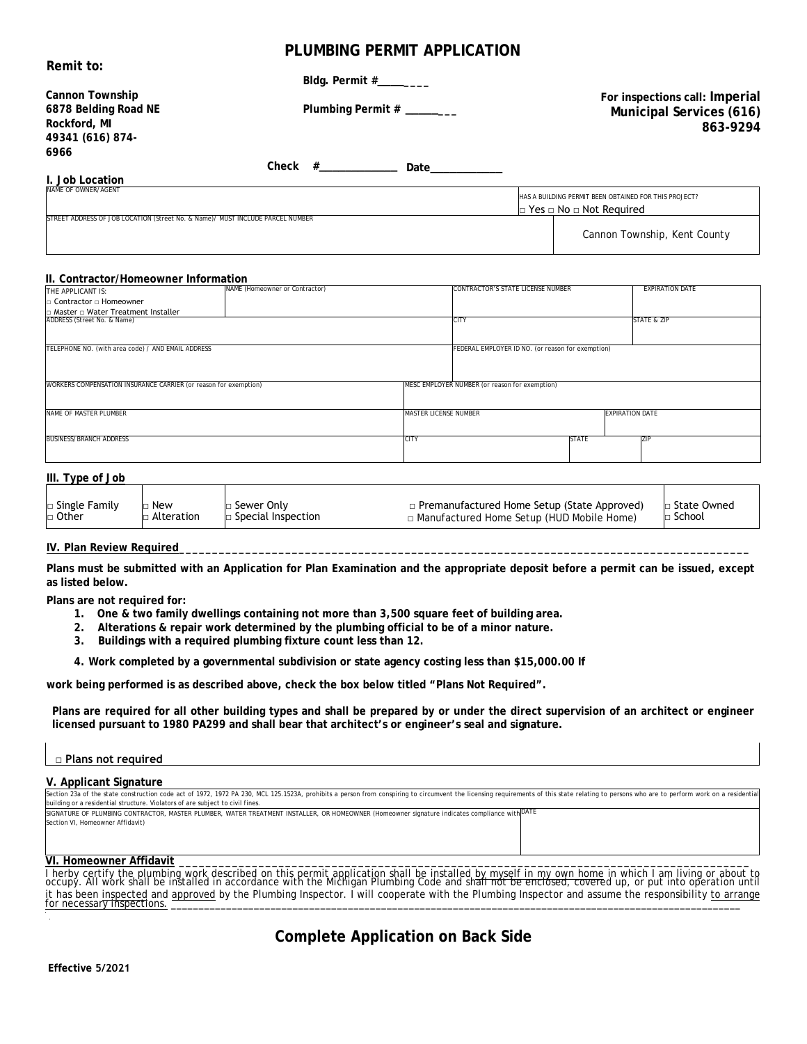# PLUMBING PERMIT APPLICATION

**Remit to:**

**Cannon Township**
**6878 Belding Road NE**
**Rockford, MI**
**49341 (616) 874-6966**

**Bldg. Permit #________**

**Plumbing Permit # ________**

**Check #______________ Date____________**

**For inspections call: Imperial Municipal Services (616) 863-9294**

## I. Job Location

| NAME OF OWNER/AGENT | HAS A BUILDING PERMIT BEEN OBTAINED FOR THIS PROJECT? □ Yes □ No □ Not Required |
|---|---|
| STREET ADDRESS OF JOB LOCATION (Street No. & Name)/ MUST INCLUDE PARCEL NUMBER | Cannon Township, Kent County |

## II. Contractor/Homeowner Information

| THE APPLICANT IS: □ Contractor □ Homeowner □ Master □ Water Treatment Installer | NAME (Homeowner or Contractor) | CONTRACTOR'S STATE LICENSE NUMBER | EXPIRATION DATE |
|---|---|---|---|
| ADDRESS (Street No. & Name) | | CITY | STATE & ZIP |
| TELEPHONE NO. (with area code) / AND EMAIL ADDRESS | | FEDERAL EMPLOYER ID NO. (or reason for exemption) | |
| WORKERS COMPENSATION INSURANCE CARRIER (or reason for exemption) | | MESC EMPLOYER NUMBER (or reason for exemption) | |
| NAME OF MASTER PLUMBER | | MASTER LICENSE NUMBER | EXPIRATION DATE |
| BUSINESS/BRANCH ADDRESS | | CITY | STATE / ZIP |

## III. Type of Job

| □ Single Family<br>□ Other | □ New<br>□ Alteration | □ Sewer Only<br>□ Special Inspection | □ Premanufactured Home Setup (State Approved)<br>□ Manufactured Home Setup (HUD Mobile Home) | □ State Owned<br>□ School |
|---|---|---|---|---|

## IV. Plan Review Required

**Plans must be submitted with an Application for Plan Examination and the appropriate deposit before a permit can be issued, except as listed below.**

**Plans are not required for:**

1. **One & two family dwellings containing not more than 3,500 square feet of building area.**
2. **Alterations & repair work determined by the plumbing official to be of a minor nature.**
3. **Buildings with a required plumbing fixture count less than 12.**
4. **Work completed by a governmental subdivision or state agency costing less than $15,000.00 If**

**work being performed is as described above, check the box below titled "Plans Not Required".**

**Plans are required for all other building types and shall be prepared by or under the direct supervision of an architect or engineer licensed pursuant to 1980 PA299 and shall bear that architect's or engineer's seal and signature.**

□ Plans not required

## V. Applicant Signature

Section 23a of the state construction code act of 1972, 1972 PA 230, MCL 125.1523A, prohibits a person from conspiring to circumvent the licensing requirements of this state relating to persons who are to perform work on a residential building or a residential structure. Violators of are subject to civil fines.

| SIGNATURE OF PLUMBING CONTRACTOR, MASTER PLUMBER, WATER TREATMENT INSTALLER, OR HOMEOWNER (Homeowner signature indicates compliance with Section VI, Homeowner Affidavit) | DATE |
|---|---|

## VI. Homeowner Affidavit

I herby certify the plumbing work described on this permit application shall be installed by myself in my own home in which I am living or about to occupy. All work shall be installed in accordance with the Michigan Plumbing Code and shall not be enclosed, covered up, or put into operation until it has been inspected and approved by the Plumbing Inspector. I will cooperate with the Plumbing Inspector and assume the responsibility to arrange for necessary inspections. ________________________________________

# Complete Application on Back Side

**Effective 5/2021**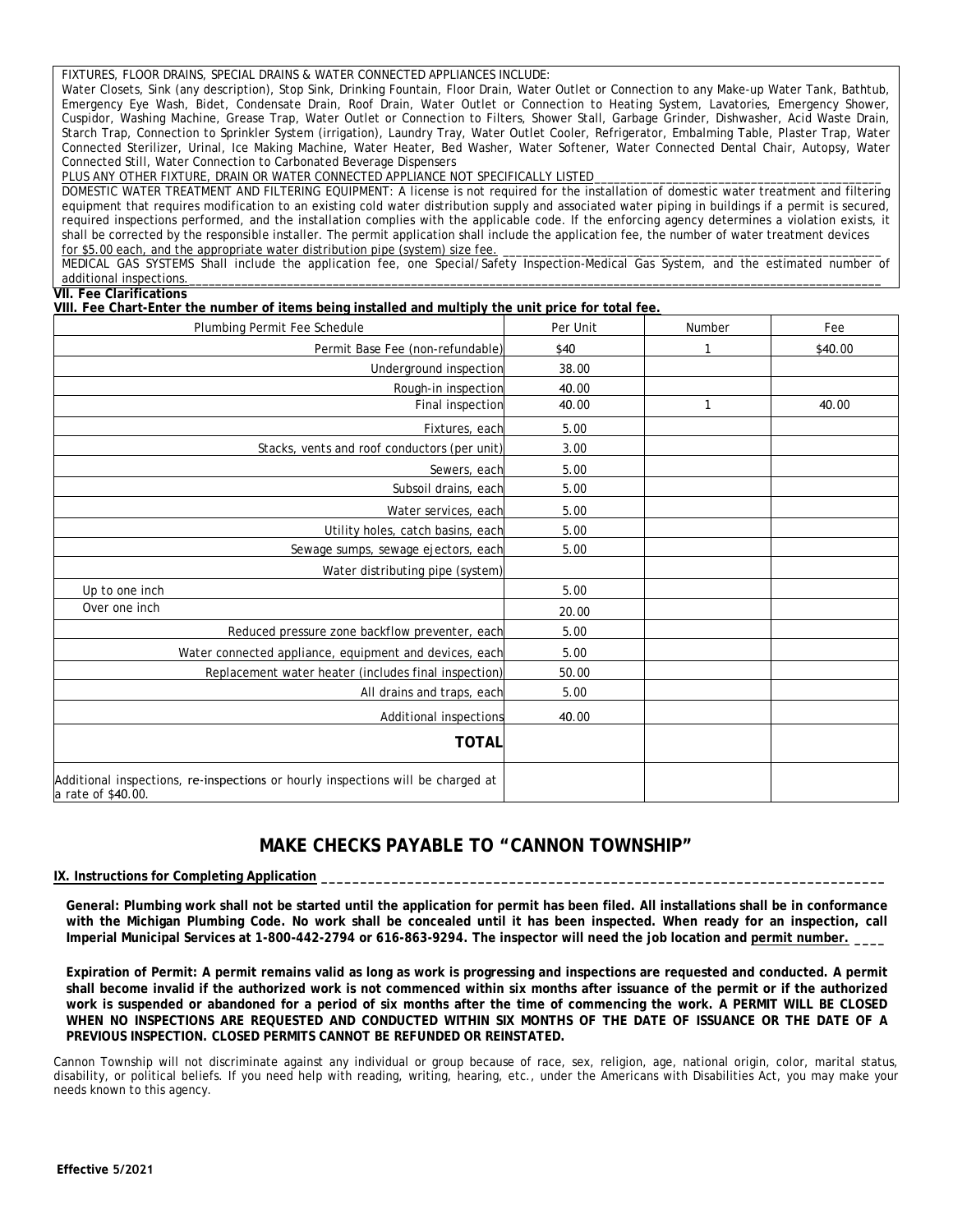FIXTURES, FLOOR DRAINS, SPECIAL DRAINS & WATER CONNECTED APPLIANCES INCLUDE:
Water Closets, Sink (any description), Stop Sink, Drinking Fountain, Floor Drain, Water Outlet or Connection to any Make-up Water Tank, Bathtub, Emergency Eye Wash, Bidet, Condensate Drain, Roof Drain, Water Outlet or Connection to Heating System, Lavatories, Emergency Shower, Cuspidor, Washing Machine, Grease Trap, Water Outlet or Connection to Filters, Shower Stall, Garbage Grinder, Dishwasher, Acid Waste Drain, Starch Trap, Connection to Sprinkler System (irrigation), Laundry Tray, Water Outlet Cooler, Refrigerator, Embalming Table, Plaster Trap, Water Connected Sterilizer, Urinal, Ice Making Machine, Water Heater, Bed Washer, Water Softener, Water Connected Dental Chair, Autopsy, Water Connected Still, Water Connection to Carbonated Beverage Dispensers
PLUS ANY OTHER FIXTURE, DRAIN OR WATER CONNECTED APPLIANCE NOT SPECIFICALLY LISTED

DOMESTIC WATER TREATMENT AND FILTERING EQUIPMENT: A license is not required for the installation of domestic water treatment and filtering equipment that requires modification to an existing cold water distribution supply and associated water piping in buildings if a permit is secured, required inspections performed, and the installation complies with the applicable code. If the enforcing agency determines a violation exists, it shall be corrected by the responsible installer. The permit application shall include the application fee, the number of water treatment devices for $5.00 each, and the appropriate water distribution pipe (system) size fee.

MEDICAL GAS SYSTEMS Shall include the application fee, one Special/Safety Inspection-Medical Gas System, and the estimated number of additional inspections.

**VII. Fee Clarifications**

**VIII. Fee Chart-Enter the number of items being installed and multiply the unit price for total fee.**

| Plumbing Permit Fee Schedule | Per Unit | Number | Fee |
|---|---|---|---|
| Permit Base Fee (non-refundable) | $40 | 1 | $40.00 |
| Underground inspection | 38.00 | | |
| Rough-in inspection | 40.00 | | |
| Final inspection | 40.00 | 1 | 40.00 |
| Fixtures, each | 5.00 | | |
| Stacks, vents and roof conductors (per unit) | 3.00 | | |
| Sewers, each | 5.00 | | |
| Subsoil drains, each | 5.00 | | |
| Water services, each | 5.00 | | |
| Utility holes, catch basins, each | 5.00 | | |
| Sewage sumps, sewage ejectors, each | 5.00 | | |
| Water distributing pipe (system) | | | |
| Up to one inch | 5.00 | | |
| Over one inch | 20.00 | | |
| Reduced pressure zone backflow preventer, each | 5.00 | | |
| Water connected appliance, equipment and devices, each | 5.00 | | |
| Replacement water heater (includes final inspection) | 50.00 | | |
| All drains and traps, each | 5.00 | | |
| Additional inspections | 40.00 | | |
| **TOTAL** | | | |
| Additional inspections, re-inspections or hourly inspections will be charged at a rate of $40.00. | | | |

## MAKE CHECKS PAYABLE TO "CANNON TOWNSHIP"

**IX. Instructions for Completing Application**

**General: Plumbing work shall not be started until the application for permit has been filed. All installations shall be in conformance with the Michigan Plumbing Code. No work shall be concealed until it has been inspected. When ready for an inspection, call Imperial Municipal Services at 1-800-442-2794 or 616-863-9294. The inspector will need the job location and permit number.**

**Expiration of Permit: A permit remains valid as long as work is progressing and inspections are requested and conducted. A permit shall become invalid if the authorized work is not commenced within six months after issuance of the permit or if the authorized work is suspended or abandoned for a period of six months after the time of commencing the work. A PERMIT WILL BE CLOSED WHEN NO INSPECTIONS ARE REQUESTED AND CONDUCTED WITHIN SIX MONTHS OF THE DATE OF ISSUANCE OR THE DATE OF A PREVIOUS INSPECTION. CLOSED PERMITS CANNOT BE REFUNDED OR REINSTATED.**

Cannon Township will not discriminate against any individual or group because of race, sex, religion, age, national origin, color, marital status, disability, or political beliefs. If you need help with reading, writing, hearing, etc., under the Americans with Disabilities Act, you may make your needs known to this agency.

**Effective 5/2021**